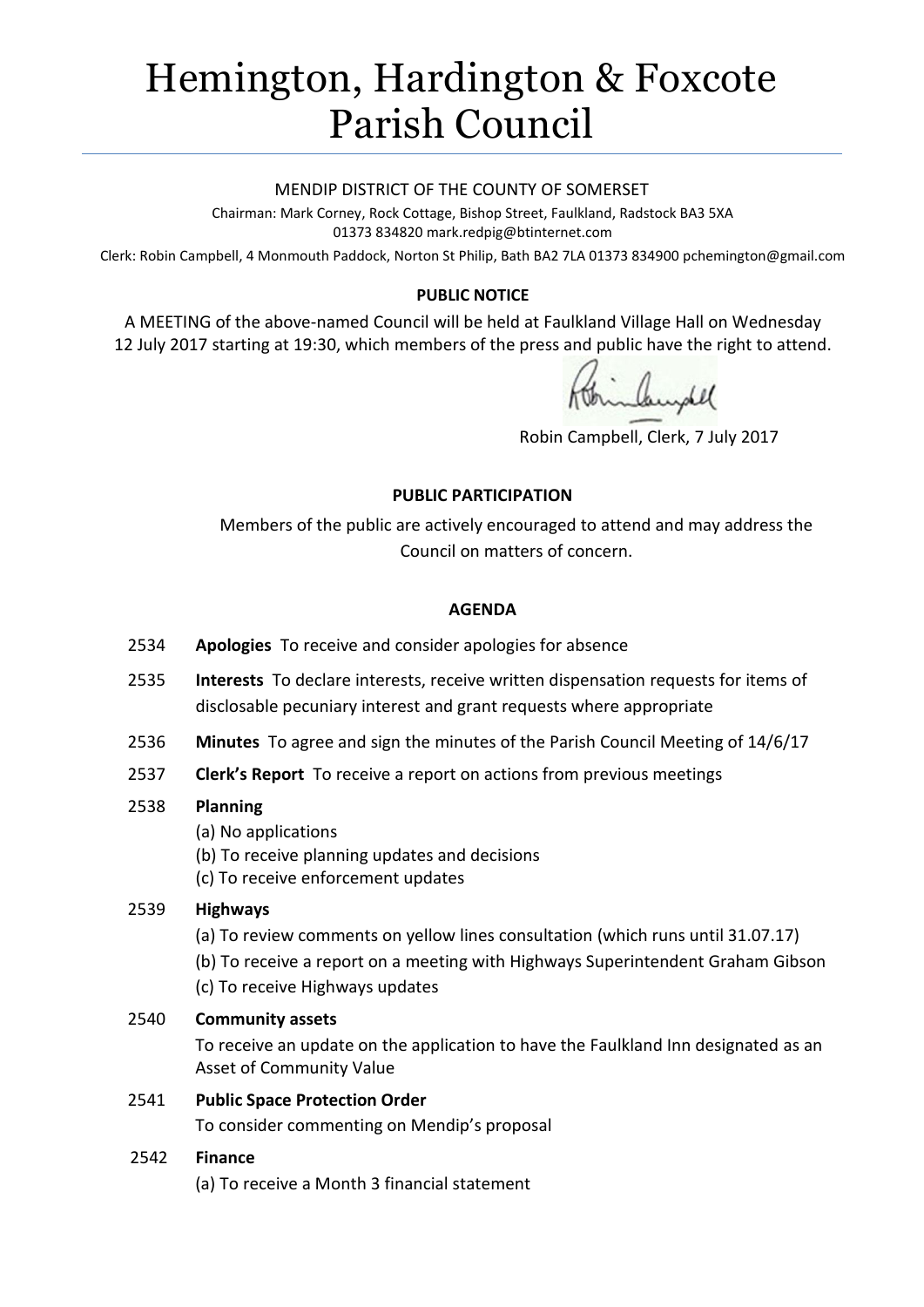# Hemington, Hardington & Foxcote Parish Council

MENDIP DISTRICT OF THE COUNTY OF SOMERSET

Chairman: Mark Corney, Rock Cottage, Bishop Street, Faulkland, Radstock BA3 5XA
01373 834820 mark.redpig@btinternet.com

Clerk: Robin Campbell, 4 Monmouth Paddock, Norton St Philip, Bath BA2 7LA 01373 834900 pchemington@gmail.com

**PUBLIC NOTICE**

A MEETING of the above-named Council will be held at Faulkland Village Hall on Wednesday 12 July 2017 starting at 19:30, which members of the press and public have the right to attend.

Robin Campbell, Clerk, 7 July 2017

**PUBLIC PARTICIPATION**

Members of the public are actively encouraged to attend and may address the Council on matters of concern.

**AGENDA**

2534 **Apologies** To receive and consider apologies for absence

2535 **Interests** To declare interests, receive written dispensation requests for items of disclosable pecuniary interest and grant requests where appropriate

2536 **Minutes** To agree and sign the minutes of the Parish Council Meeting of 14/6/17

2537 **Clerk's Report** To receive a report on actions from previous meetings

2538 **Planning**
(a) No applications
(b) To receive planning updates and decisions
(c) To receive enforcement updates

2539 **Highways**
(a) To review comments on yellow lines consultation (which runs until 31.07.17)
(b) To receive a report on a meeting with Highways Superintendent Graham Gibson
(c) To receive Highways updates

2540 **Community assets**
To receive an update on the application to have the Faulkland Inn designated as an Asset of Community Value

2541 **Public Space Protection Order**
To consider commenting on Mendip's proposal

2542 **Finance**
(a) To receive a Month 3 financial statement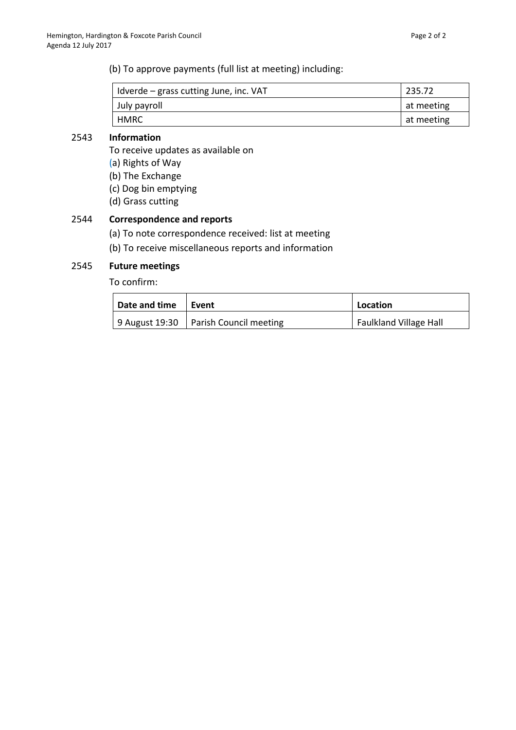(b) To approve payments (full list at meeting) including:

| | |
|---|---|
| Idverde – grass cutting June, inc. VAT | 235.72 |
| July payroll | at meeting |
| HMRC | at meeting |

2543 **Information**

To receive updates as available on

(a) Rights of Way

(b) The Exchange

(c) Dog bin emptying

(d) Grass cutting

2544 **Correspondence and reports**

(a) To note correspondence received: list at meeting

(b) To receive miscellaneous reports and information

2545 **Future meetings**

To confirm:

| Date and time | Event | Location |
|---|---|---|
| 9 August 19:30 | Parish Council meeting | Faulkland Village Hall |